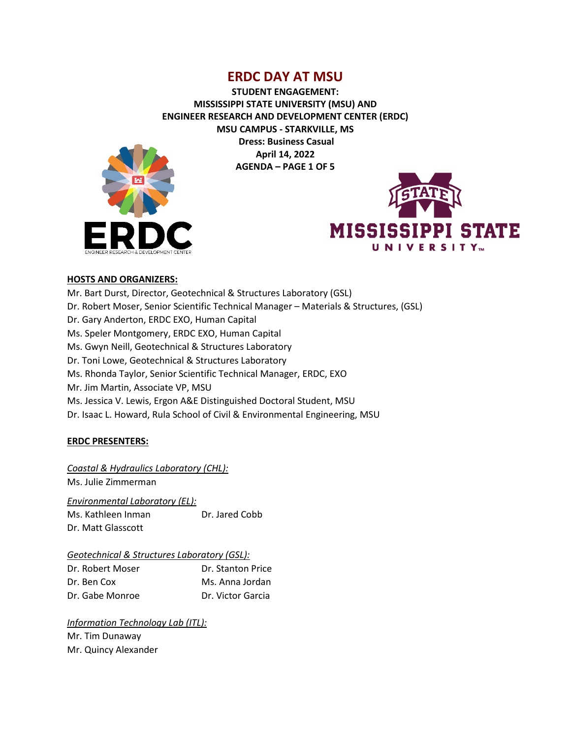# ERDC DAY AT MSU

**STUDENT ENGAGEMENT:**
**MISSISSIPPI STATE UNIVERSITY (MSU) AND**
**ENGINEER RESEARCH AND DEVELOPMENT CENTER (ERDC)**
**MSU CAMPUS - STARKVILLE, MS**
**Dress: Business Casual**
**April 14, 2022**
**AGENDA – PAGE 1 OF 5**

## HOSTS AND ORGANIZERS:

Mr. Bart Durst, Director, Geotechnical & Structures Laboratory (GSL)
Dr. Robert Moser, Senior Scientific Technical Manager – Materials & Structures, (GSL)
Dr. Gary Anderton, ERDC EXO, Human Capital
Ms. Speler Montgomery, ERDC EXO, Human Capital
Ms. Gwyn Neill, Geotechnical & Structures Laboratory
Dr. Toni Lowe, Geotechnical & Structures Laboratory
Ms. Rhonda Taylor, Senior Scientific Technical Manager, ERDC, EXO
Mr. Jim Martin, Associate VP, MSU
Ms. Jessica V. Lewis, Ergon A&E Distinguished Doctoral Student, MSU
Dr. Isaac L. Howard, Rula School of Civil & Environmental Engineering, MSU

## ERDC PRESENTERS:

*Coastal & Hydraulics Laboratory (CHL):*
Ms. Julie Zimmerman

*Environmental Laboratory (EL):*
Ms. Kathleen Inman
Dr. Jared Cobb
Dr. Matt Glasscott

*Geotechnical & Structures Laboratory (GSL):*
Dr. Robert Moser
Dr. Stanton Price
Dr. Ben Cox
Ms. Anna Jordan
Dr. Gabe Monroe
Dr. Victor Garcia

*Information Technology Lab (ITL):*
Mr. Tim Dunaway
Mr. Quincy Alexander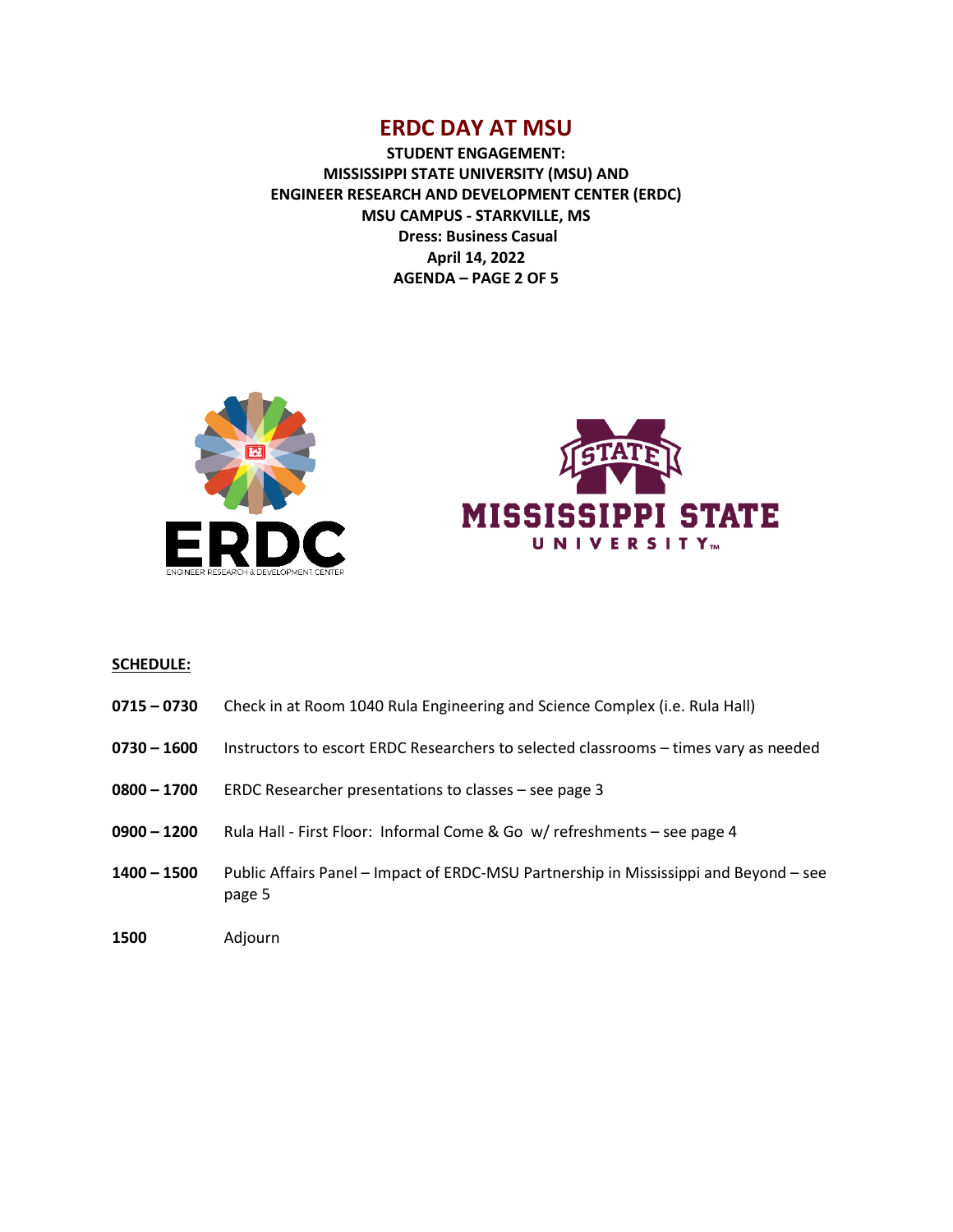# ERDC DAY AT MSU

**STUDENT ENGAGEMENT:**
**MISSISSIPPI STATE UNIVERSITY (MSU) AND**
**ENGINEER RESEARCH AND DEVELOPMENT CENTER (ERDC)**
**MSU CAMPUS - STARKVILLE, MS**
**Dress: Business Casual**
**April 14, 2022**
**AGENDA – PAGE 2 OF 5**

**SCHEDULE:**

**0715 – 0730** Check in at Room 1040 Rula Engineering and Science Complex (i.e. Rula Hall)

**0730 – 1600** Instructors to escort ERDC Researchers to selected classrooms – times vary as needed

**0800 – 1700** ERDC Researcher presentations to classes – see page 3

**0900 – 1200** Rula Hall - First Floor: Informal Come & Go w/ refreshments – see page 4

**1400 – 1500** Public Affairs Panel – Impact of ERDC-MSU Partnership in Mississippi and Beyond – see page 5

**1500** Adjourn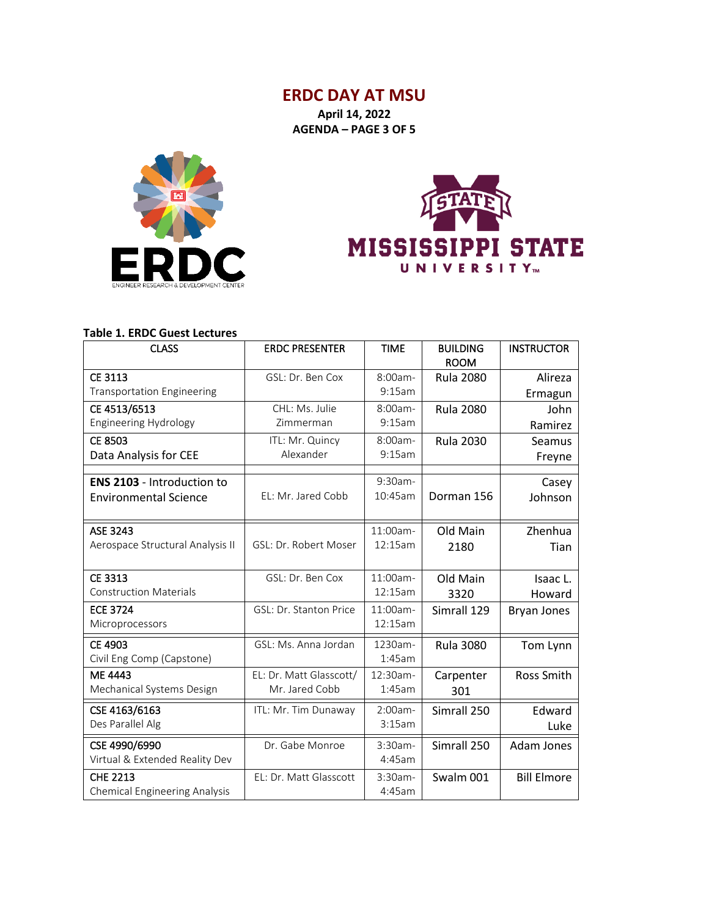# ERDC DAY AT MSU

**April 14, 2022**
**AGENDA – PAGE 3 OF 5**

**Table 1. ERDC Guest Lectures**

| CLASS | ERDC PRESENTER | TIME | BUILDING ROOM | INSTRUCTOR |
|---|---|---|---|---|
| CE 3113 Transportation Engineering | GSL: Dr. Ben Cox | 8:00am-9:15am | Rula 2080 | Alireza Ermagun |
| CE 4513/6513 Engineering Hydrology | CHL: Ms. Julie Zimmerman | 8:00am-9:15am | Rula 2080 | John Ramirez |
| CE 8503 Data Analysis for CEE | ITL: Mr. Quincy Alexander | 8:00am-9:15am | Rula 2030 | Seamus Freyne |
| **ENS 2103** - Introduction to Environmental Science | EL: Mr. Jared Cobb | 9:30am-10:45am | Dorman 156 | Casey Johnson |
| ASE 3243 Aerospace Structural Analysis II | GSL: Dr. Robert Moser | 11:00am-12:15am | Old Main 2180 | Zhenhua Tian |
| CE 3313 Construction Materials | GSL: Dr. Ben Cox | 11:00am-12:15am | Old Main 3320 | Isaac L. Howard |
| ECE 3724 Microprocessors | GSL: Dr. Stanton Price | 11:00am-12:15am | Simrall 129 | Bryan Jones |
| CE 4903 Civil Eng Comp (Capstone) | GSL: Ms. Anna Jordan | 1230am-1:45am | Rula 3080 | Tom Lynn |
| ME 4443 Mechanical Systems Design | EL: Dr. Matt Glasscott/ Mr. Jared Cobb | 12:30am-1:45am | Carpenter 301 | Ross Smith |
| CSE 4163/6163 Des Parallel Alg | ITL: Mr. Tim Dunaway | 2:00am-3:15am | Simrall 250 | Edward Luke |
| CSE 4990/6990 Virtual & Extended Reality Dev | Dr. Gabe Monroe | 3:30am-4:45am | Simrall 250 | Adam Jones |
| CHE 2213 Chemical Engineering Analysis | EL: Dr. Matt Glasscott | 3:30am-4:45am | Swalm 001 | Bill Elmore |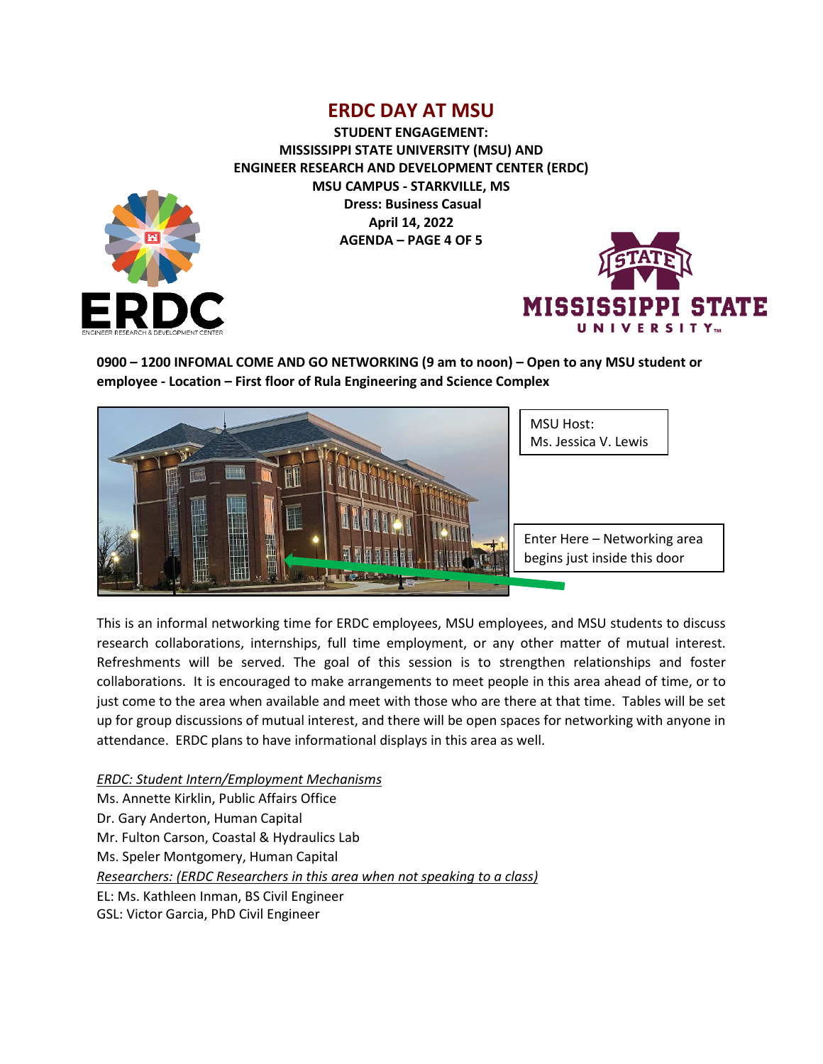# ERDC DAY AT MSU

**STUDENT ENGAGEMENT:**
**MISSISSIPPI STATE UNIVERSITY (MSU) AND**
**ENGINEER RESEARCH AND DEVELOPMENT CENTER (ERDC)**
**MSU CAMPUS - STARKVILLE, MS**
**Dress: Business Casual**
**April 14, 2022**
**AGENDA – PAGE 4 OF 5**

**0900 – 1200 INFOMAL COME AND GO NETWORKING (9 am to noon) – Open to any MSU student or employee - Location – First floor of Rula Engineering and Science Complex**

MSU Host:
Ms. Jessica V. Lewis

Enter Here – Networking area begins just inside this door

This is an informal networking time for ERDC employees, MSU employees, and MSU students to discuss research collaborations, internships, full time employment, or any other matter of mutual interest. Refreshments will be served. The goal of this session is to strengthen relationships and foster collaborations. It is encouraged to make arrangements to meet people in this area ahead of time, or to just come to the area when available and meet with those who are there at that time. Tables will be set up for group discussions of mutual interest, and there will be open spaces for networking with anyone in attendance. ERDC plans to have informational displays in this area as well.

*ERDC: Student Intern/Employment Mechanisms*
Ms. Annette Kirklin, Public Affairs Office
Dr. Gary Anderton, Human Capital
Mr. Fulton Carson, Coastal & Hydraulics Lab
Ms. Speler Montgomery, Human Capital
*Researchers: (ERDC Researchers in this area when not speaking to a class)*
EL: Ms. Kathleen Inman, BS Civil Engineer
GSL: Victor Garcia, PhD Civil Engineer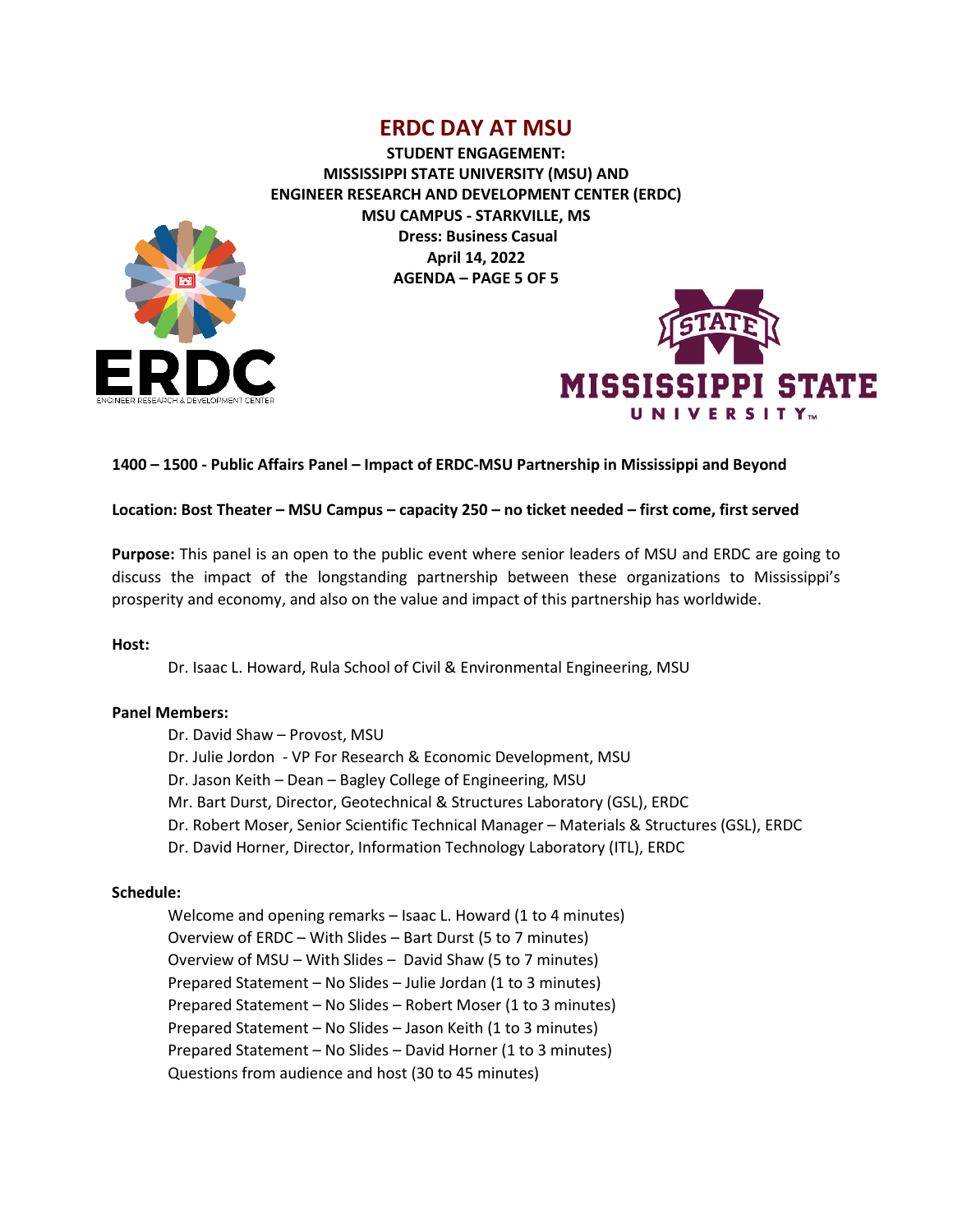# ERDC DAY AT MSU

**STUDENT ENGAGEMENT:**
**MISSISSIPPI STATE UNIVERSITY (MSU) AND**
**ENGINEER RESEARCH AND DEVELOPMENT CENTER (ERDC)**
**MSU CAMPUS - STARKVILLE, MS**
**Dress: Business Casual**
**April 14, 2022**
**AGENDA – PAGE 5 OF 5**

**1400 – 1500 - Public Affairs Panel – Impact of ERDC-MSU Partnership in Mississippi and Beyond**

**Location: Bost Theater – MSU Campus – capacity 250 – no ticket needed – first come, first served**

**Purpose:** This panel is an open to the public event where senior leaders of MSU and ERDC are going to discuss the impact of the longstanding partnership between these organizations to Mississippi's prosperity and economy, and also on the value and impact of this partnership has worldwide.

**Host:**

Dr. Isaac L. Howard, Rula School of Civil & Environmental Engineering, MSU

**Panel Members:**

Dr. David Shaw – Provost, MSU
Dr. Julie Jordon - VP For Research & Economic Development, MSU
Dr. Jason Keith – Dean – Bagley College of Engineering, MSU
Mr. Bart Durst, Director, Geotechnical & Structures Laboratory (GSL), ERDC
Dr. Robert Moser, Senior Scientific Technical Manager – Materials & Structures (GSL), ERDC
Dr. David Horner, Director, Information Technology Laboratory (ITL), ERDC

**Schedule:**

Welcome and opening remarks – Isaac L. Howard (1 to 4 minutes)
Overview of ERDC – With Slides – Bart Durst (5 to 7 minutes)
Overview of MSU – With Slides – David Shaw (5 to 7 minutes)
Prepared Statement – No Slides – Julie Jordan (1 to 3 minutes)
Prepared Statement – No Slides – Robert Moser (1 to 3 minutes)
Prepared Statement – No Slides – Jason Keith (1 to 3 minutes)
Prepared Statement – No Slides – David Horner (1 to 3 minutes)
Questions from audience and host (30 to 45 minutes)